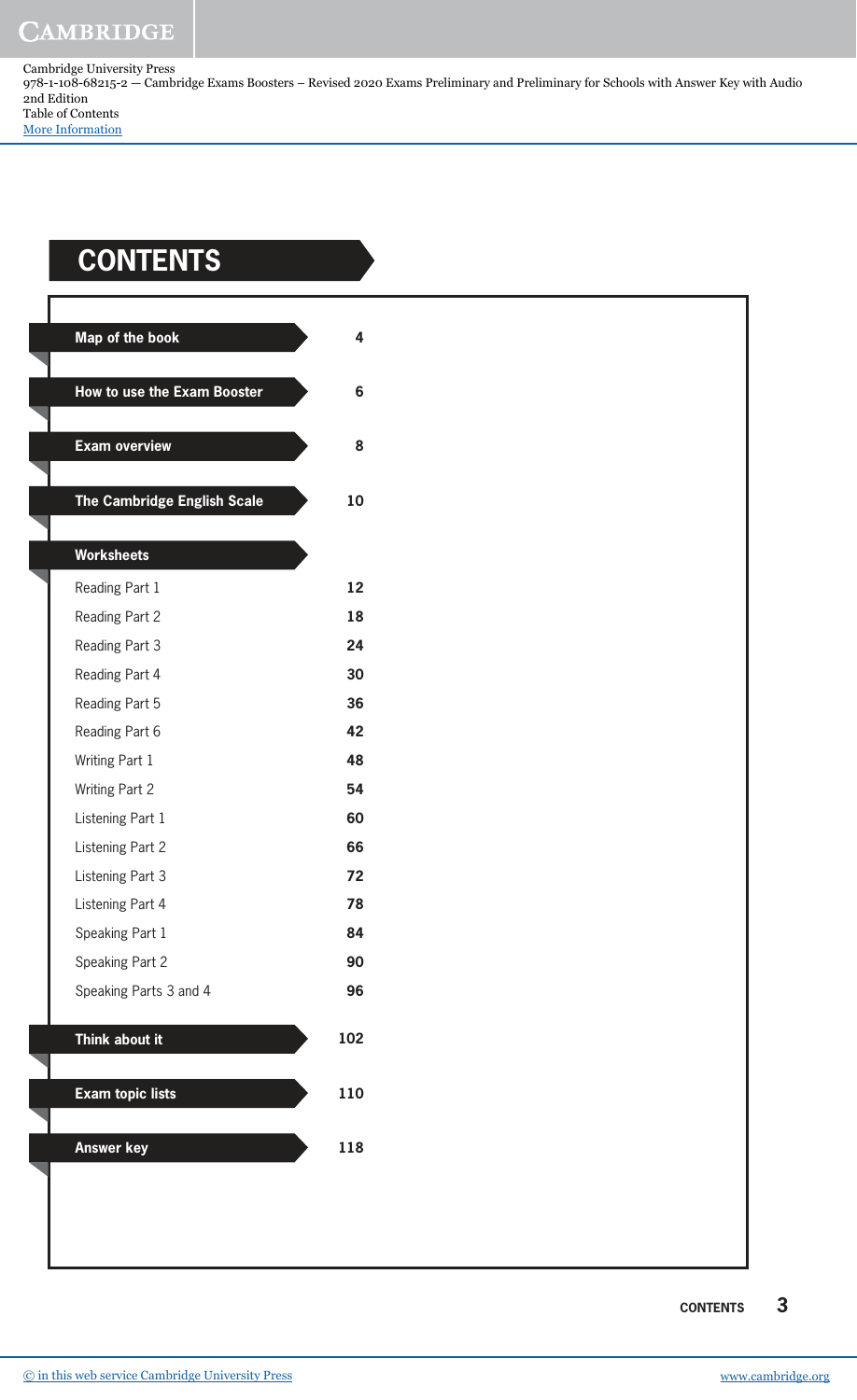Cambridge University Press
978-1-108-68215-2 — Cambridge Exams Boosters – Revised 2020 Exams Preliminary and Preliminary for Schools with Answer Key with Audio
2nd Edition
Table of Contents
More Information

# CONTENTS

| | |
|---|---|
| **Map of the book** | **4** |
| **How to use the Exam Booster** | **6** |
| **Exam overview** | **8** |
| **The Cambridge English Scale** | **10** |
| **Worksheets** | |
| Reading Part 1 | **12** |
| Reading Part 2 | **18** |
| Reading Part 3 | **24** |
| Reading Part 4 | **30** |
| Reading Part 5 | **36** |
| Reading Part 6 | **42** |
| Writing Part 1 | **48** |
| Writing Part 2 | **54** |
| Listening Part 1 | **60** |
| Listening Part 2 | **66** |
| Listening Part 3 | **72** |
| Listening Part 4 | **78** |
| Speaking Part 1 | **84** |
| Speaking Part 2 | **90** |
| Speaking Parts 3 and 4 | **96** |
| **Think about it** | **102** |
| **Exam topic lists** | **110** |
| **Answer key** | **118** |

© in this web service Cambridge University Press    www.cambridge.org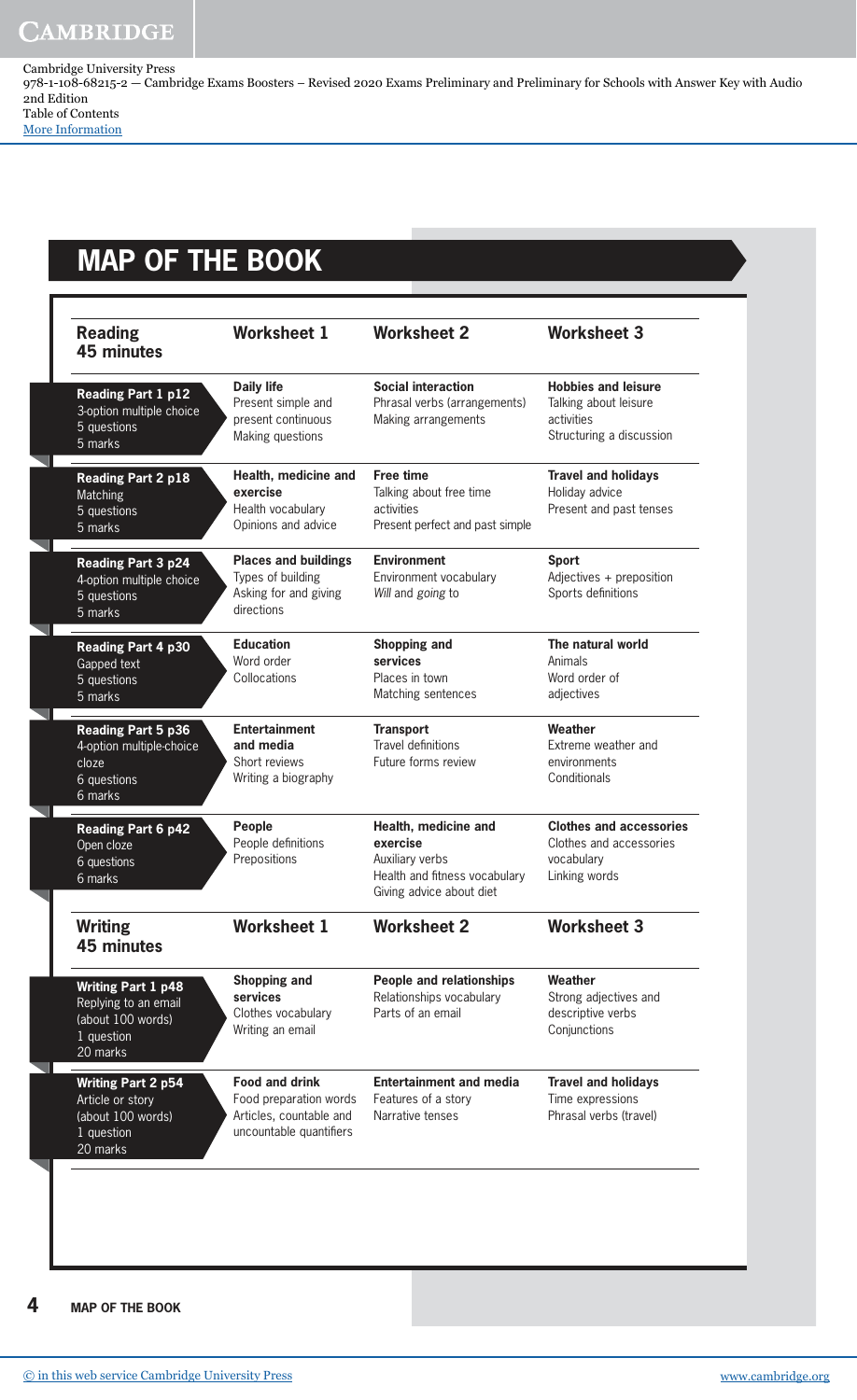Cambridge University Press
978-1-108-68215-2 — Cambridge Exams Boosters – Revised 2020 Exams Preliminary and Preliminary for Schools with Answer Key with Audio
2nd Edition
Table of Contents
More Information

# MAP OF THE BOOK

| **Reading 45 minutes** | **Worksheet 1** | **Worksheet 2** | **Worksheet 3** |
| --- | --- | --- | --- |
| **Reading Part 1 p12** 3-option multiple choice 5 questions 5 marks | **Daily life** Present simple and present continuous Making questions | **Social interaction** Phrasal verbs (arrangements) Making arrangements | **Hobbies and leisure** Talking about leisure activities Structuring a discussion |
| **Reading Part 2 p18** Matching 5 questions 5 marks | **Health, medicine and exercise** Health vocabulary Opinions and advice | **Free time** Talking about free time activities Present perfect and past simple | **Travel and holidays** Holiday advice Present and past tenses |
| **Reading Part 3 p24** 4-option multiple choice 5 questions 5 marks | **Places and buildings** Types of building Asking for and giving directions | **Environment** Environment vocabulary *Will* and *going to* | **Sport** Adjectives + preposition Sports definitions |
| **Reading Part 4 p30** Gapped text 5 questions 5 marks | **Education** Word order Collocations | **Shopping and services** Places in town Matching sentences | **The natural world** Animals Word order of adjectives |
| **Reading Part 5 p36** 4-option multiple-choice cloze 6 questions 6 marks | **Entertainment and media** Short reviews Writing a biography | **Transport** Travel definitions Future forms review | **Weather** Extreme weather and environments Conditionals |
| **Reading Part 6 p42** Open cloze 6 questions 6 marks | **People** People definitions Prepositions | **Health, medicine and exercise** Auxiliary verbs Health and fitness vocabulary Giving advice about diet | **Clothes and accessories** Clothes and accessories vocabulary Linking words |

| **Writing 45 minutes** | **Worksheet 1** | **Worksheet 2** | **Worksheet 3** |
| --- | --- | --- | --- |
| **Writing Part 1 p48** Replying to an email (about 100 words) 1 question 20 marks | **Shopping and services** Clothes vocabulary Writing an email | **People and relationships** Relationships vocabulary Parts of an email | **Weather** Strong adjectives and descriptive verbs Conjunctions |
| **Writing Part 2 p54** Article or story (about 100 words) 1 question 20 marks | **Food and drink** Food preparation words Articles, countable and uncountable quantifiers | **Entertainment and media** Features of a story Narrative tenses | **Travel and holidays** Time expressions Phrasal verbs (travel) |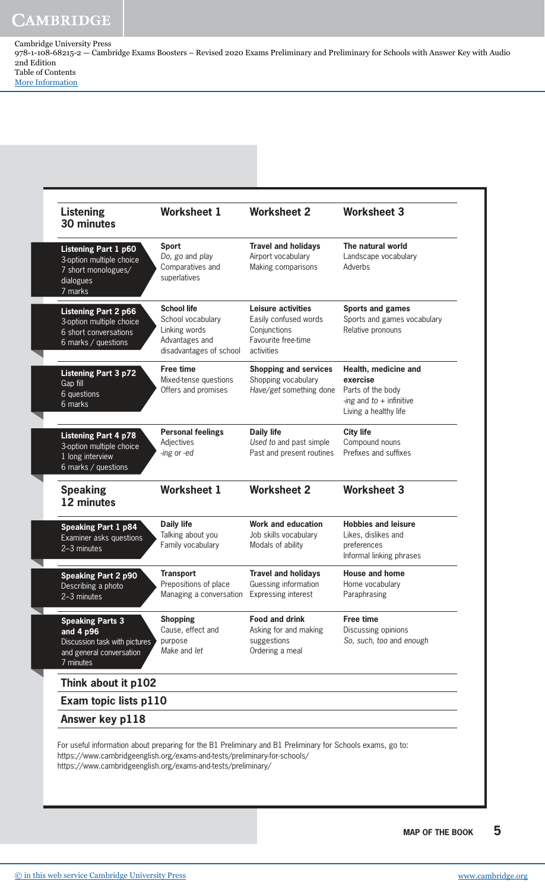Cambridge University Press
978-1-108-68215-2 — Cambridge Exams Boosters – Revised 2020 Exams Preliminary and Preliminary for Schools with Answer Key with Audio
2nd Edition
Table of Contents
More Information

| Listening 30 minutes | Worksheet 1 | Worksheet 2 | Worksheet 3 |
|---|---|---|---|
| **Listening Part 1 p60** 3-option multiple choice 7 short monologues/dialogues 7 marks | **Sport** *Do*, *go* and *play* Comparatives and superlatives | **Travel and holidays** Airport vocabulary Making comparisons | **The natural world** Landscape vocabulary Adverbs |
| **Listening Part 2 p66** 3-option multiple choice 6 short conversations 6 marks / questions | **School life** School vocabulary Linking words Advantages and disadvantages of school | **Leisure activities** Easily confused words Conjunctions Favourite free-time activities | **Sports and games** Sports and games vocabulary Relative pronouns |
| **Listening Part 3 p72** Gap fill 6 questions 6 marks | **Free time** Mixed-tense questions Offers and promises | **Shopping and services** Shopping vocabulary *Have/get* something done | **Health, medicine and exercise** Parts of the body *-ing* and *to* + infinitive Living a healthy life |
| **Listening Part 4 p78** 3-option multiple choice 1 long interview 6 marks / questions | **Personal feelings** Adjectives *-ing* or *-ed* | **Daily life** *Used to* and past simple Past and present routines | **City life** Compound nouns Prefixes and suffixes |

| Speaking 12 minutes | Worksheet 1 | Worksheet 2 | Worksheet 3 |
|---|---|---|---|
| **Speaking Part 1 p84** Examiner asks questions 2–3 minutes | **Daily life** Talking about you Family vocabulary | **Work and education** Job skills vocabulary Modals of ability | **Hobbies and leisure** Likes, dislikes and preferences Informal linking phrases |
| **Speaking Part 2 p90** Describing a photo 2–3 minutes | **Transport** Prepositions of place Managing a conversation | **Travel and holidays** Guessing information Expressing interest | **House and home** Home vocabulary Paraphrasing |
| **Speaking Parts 3 and 4 p96** Discussion task with pictures and general conversation 7 minutes | **Shopping** Cause, effect and purpose *Make* and *let* | **Food and drink** Asking for and making suggestions Ordering a meal | **Free time** Discussing opinions *So*, *such*, *too* and *enough* |

**Think about it p102**

**Exam topic lists p110**

**Answer key p118**

For useful information about preparing for the B1 Preliminary and B1 Preliminary for Schools exams, go to:
https://www.cambridgeenglish.org/exams-and-tests/preliminary-for-schools/
https://www.cambridgeenglish.org/exams-and-tests/preliminary/

MAP OF THE BOOK